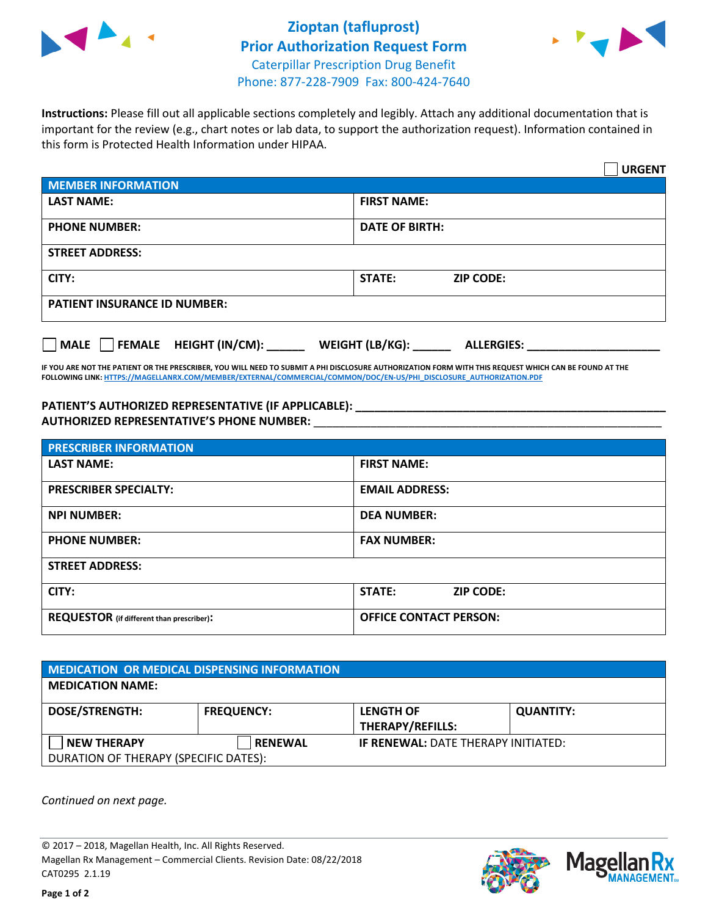# Zioptan (tafluprost)
# Prior Authorization Request Form

Caterpillar Prescription Drug Benefit
Phone: 877-228-7909 Fax: 800-424-7640

**Instructions:** Please fill out all applicable sections completely and legibly. Attach any additional documentation that is important for the review (e.g., chart notes or lab data, to support the authorization request). Information contained in this form is Protected Health Information under HIPAA.

☐ **URGENT**

| **MEMBER INFORMATION** | |
|---|---|
| **LAST NAME:** | **FIRST NAME:** |
| **PHONE NUMBER:** | **DATE OF BIRTH:** |
| **STREET ADDRESS:** | |
| **CITY:** | **STATE:** **ZIP CODE:** |
| **PATIENT INSURANCE ID NUMBER:** | |

☐ **MALE** ☐ **FEMALE** **HEIGHT (IN/CM):** ______ **WEIGHT (LB/KG):** ______ **ALLERGIES:** ____________________

**IF YOU ARE NOT THE PATIENT OR THE PRESCRIBER, YOU WILL NEED TO SUBMIT A PHI DISCLOSURE AUTHORIZATION FORM WITH THIS REQUEST WHICH CAN BE FOUND AT THE FOLLOWING LINK: HTTPS://MAGELLANRX.COM/MEMBER/EXTERNAL/COMMERCIAL/COMMON/DOC/EN-US/PHI_DISCLOSURE_AUTHORIZATION.PDF**

**PATIENT'S AUTHORIZED REPRESENTATIVE (IF APPLICABLE):** ____________________________________________

**AUTHORIZED REPRESENTATIVE'S PHONE NUMBER:** ____________________________________________

| **PRESCRIBER INFORMATION** | |
|---|---|
| **LAST NAME:** | **FIRST NAME:** |
| **PRESCRIBER SPECIALTY:** | **EMAIL ADDRESS:** |
| **NPI NUMBER:** | **DEA NUMBER:** |
| **PHONE NUMBER:** | **FAX NUMBER:** |
| **STREET ADDRESS:** | |
| **CITY:** | **STATE:** **ZIP CODE:** |
| **REQUESTOR** (if different than prescriber)**:** | **OFFICE CONTACT PERSON:** |

| **MEDICATION OR MEDICAL DISPENSING INFORMATION** | | | |
|---|---|---|---|
| **MEDICATION NAME:** | | | |
| **DOSE/STRENGTH:** | **FREQUENCY:** | **LENGTH OF THERAPY/REFILLS:** | **QUANTITY:** |
| ☐ **NEW THERAPY** | ☐ **RENEWAL** | **IF RENEWAL:** DATE THERAPY INITIATED: | |
| DURATION OF THERAPY (SPECIFIC DATES): | | | |

*Continued on next page.*

© 2017 – 2018, Magellan Health, Inc. All Rights Reserved.
Magellan Rx Management – Commercial Clients. Revision Date: 08/22/2018
CAT0295 2.1.19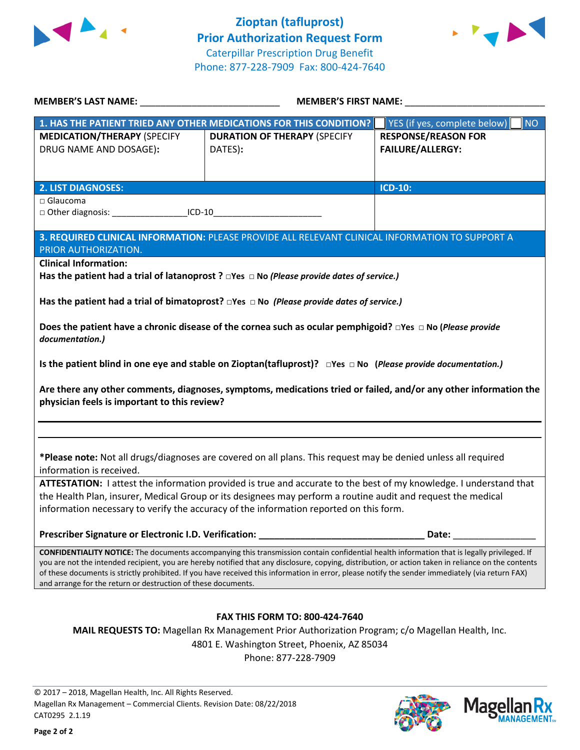# Zioptan (tafluprost) Prior Authorization Request Form

Caterpillar Prescription Drug Benefit
Phone: 877-228-7909 Fax: 800-424-7640

**MEMBER'S LAST NAME:** ___________________________ **MEMBER'S FIRST NAME:** ___________________________

| **1. HAS THE PATIENT TRIED ANY OTHER MEDICATIONS FOR THIS CONDITION?** | | ☐ YES (if yes, complete below) ☐ NO |
|---|---|---|
| **MEDICATION/THERAPY** (SPECIFY DRUG NAME AND DOSAGE): | **DURATION OF THERAPY** (SPECIFY DATES): | **RESPONSE/REASON FOR FAILURE/ALLERGY:** |
| | | |

| **2. LIST DIAGNOSES:** | **ICD-10:** |
|---|---|
| □ Glaucoma<br>□ Other diagnosis: ________________ICD-10________________________ | |

**3. REQUIRED CLINICAL INFORMATION:** PLEASE PROVIDE ALL RELEVANT CLINICAL INFORMATION TO SUPPORT A PRIOR AUTHORIZATION.

**Clinical Information:**

**Has the patient had a trial of latanoprost ? □Yes □ No** ***(Please provide dates of service.)***

**Has the patient had a trial of bimatoprost? □Yes □ No** ***(Please provide dates of service.)***

**Does the patient have a chronic disease of the cornea such as ocular pemphigoid? □Yes □ No (*****Please provide documentation.)***

**Is the patient blind in one eye and stable on Zioptan(tafluprost)? □Yes □ No (*****Please provide documentation.)***

**Are there any other comments, diagnoses, symptoms, medications tried or failed, and/or any other information the physician feels is important to this review?**

_______________________________________________________________________________

_______________________________________________________________________________

***Please note:** Not all drugs/diagnoses are covered on all plans. This request may be denied unless all required information is received.

**ATTESTATION:** I attest the information provided is true and accurate to the best of my knowledge. I understand that the Health Plan, insurer, Medical Group or its designees may perform a routine audit and request the medical information necessary to verify the accuracy of the information reported on this form.

**Prescriber Signature or Electronic I.D. Verification:** ________________________________ **Date:** ________________

**CONFIDENTIALITY NOTICE:** The documents accompanying this transmission contain confidential health information that is legally privileged. If you are not the intended recipient, you are hereby notified that any disclosure, copying, distribution, or action taken in reliance on the contents of these documents is strictly prohibited. If you have received this information in error, please notify the sender immediately (via return FAX) and arrange for the return or destruction of these documents.

**FAX THIS FORM TO: 800-424-7640**

**MAIL REQUESTS TO:** Magellan Rx Management Prior Authorization Program; c/o Magellan Health, Inc.
4801 E. Washington Street, Phoenix, AZ 85034
Phone: 877-228-7909

© 2017 – 2018, Magellan Health, Inc. All Rights Reserved.
Magellan Rx Management – Commercial Clients. Revision Date: 08/22/2018
CAT0295 2.1.19